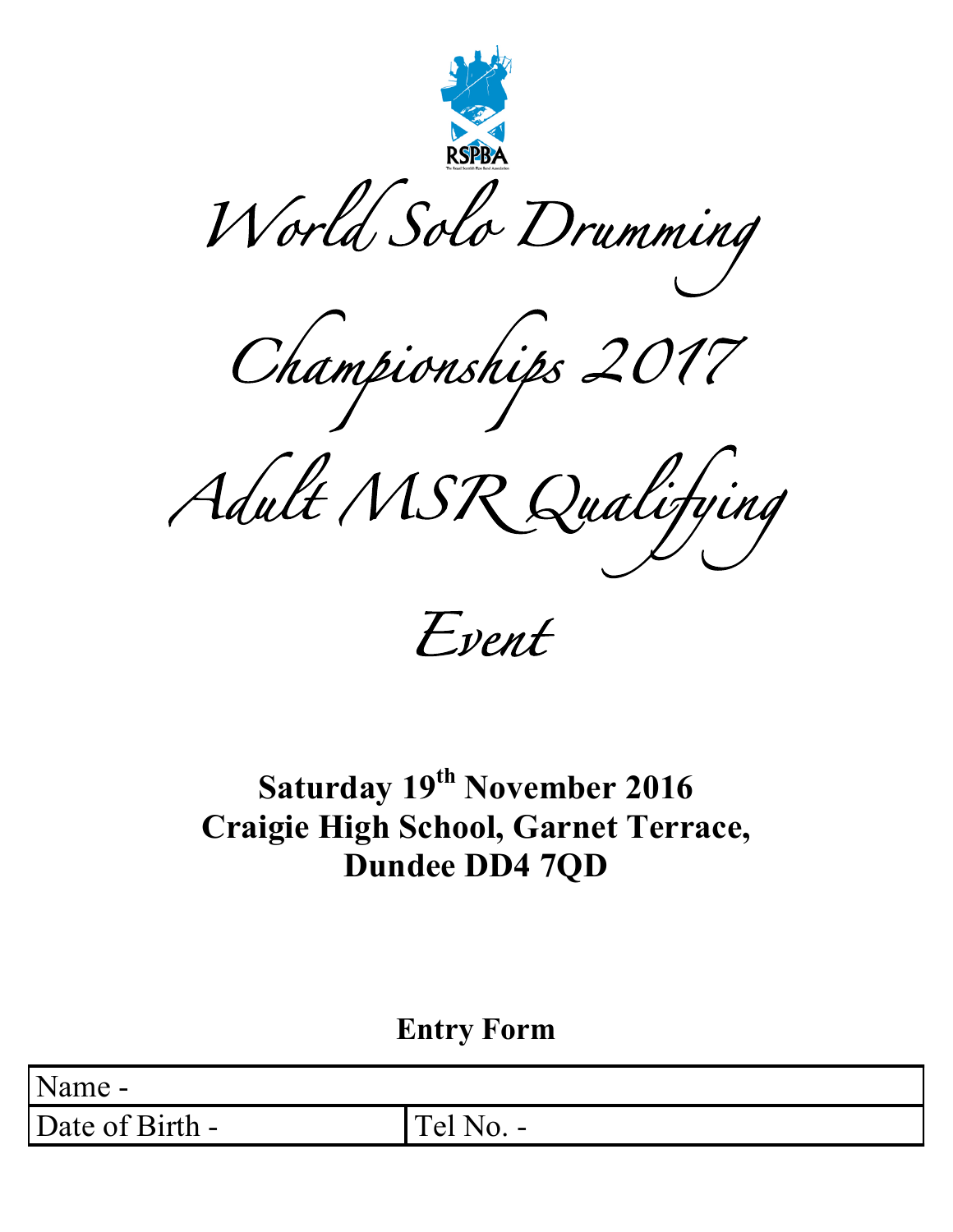RSPBA

The Royal Scottish Pipe Band Association

# World Solo Drumming Championships 2017 Adult MSR Qualifying Event

**Saturday 19th November 2016**
**Craigie High School, Garnet Terrace,**
**Dundee DD4 7QD**

**Entry Form**

| | |
|---|---|
| Name - | |
| Date of Birth - | Tel No. - |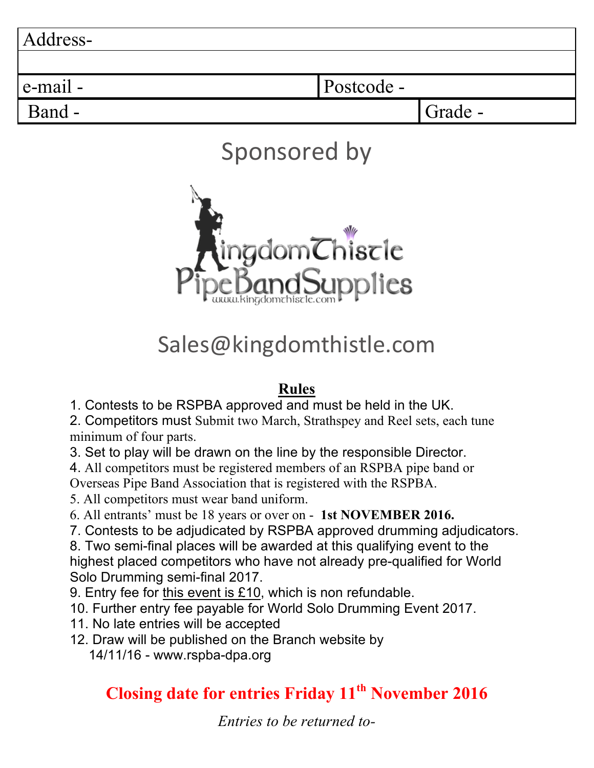| | | |
|---|---|---|
| Address- | | |
| | | |
| e-mail - | Postcode - | |
| Band - | | Grade - |

Sponsored by

KingdomThistle PipeBandSupplies

www.kingdomthistle.com

Sales@kingdomthistle.com

## Rules

1. Contests to be RSPBA approved and must be held in the UK.
2. Competitors must Submit two March, Strathspey and Reel sets, each tune minimum of four parts.
3. Set to play will be drawn on the line by the responsible Director.
4. All competitors must be registered members of an RSPBA pipe band or Overseas Pipe Band Association that is registered with the RSPBA.
5. All competitors must wear band uniform.
6. All entrants' must be 18 years or over on - **1st NOVEMBER 2016.**
7. Contests to be adjudicated by RSPBA approved drumming adjudicators.
8. Two semi-final places will be awarded at this qualifying event to the highest placed competitors who have not already pre-qualified for World Solo Drumming semi-final 2017.
9. Entry fee for this event is £10, which is non refundable.
10. Further entry fee payable for World Solo Drumming Event 2017.
11. No late entries will be accepted
12. Draw will be published on the Branch website by 14/11/16 - www.rspba-dpa.org

**Closing date for entries Friday 11th November 2016**

*Entries to be returned to-*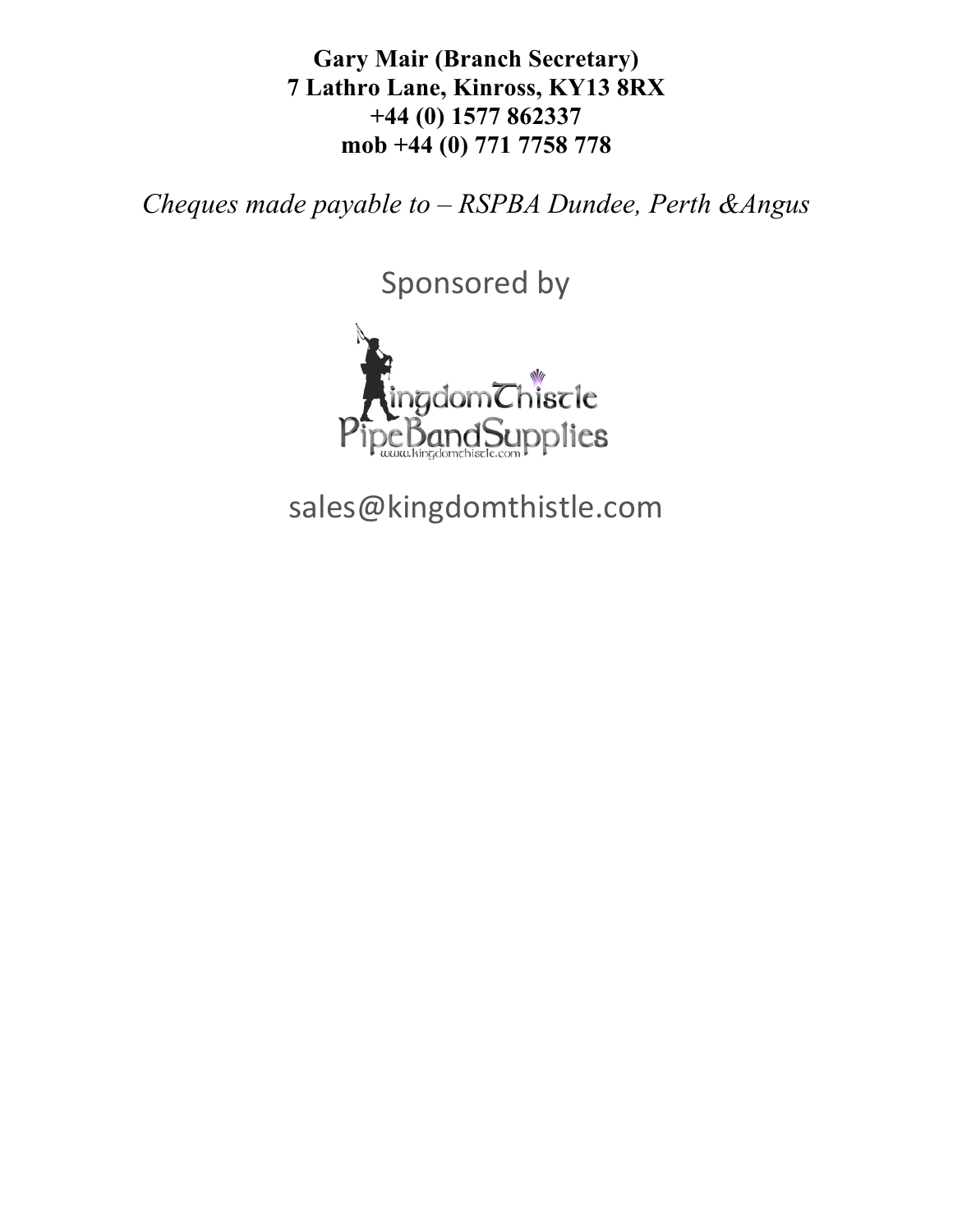**Gary Mair (Branch Secretary)**
**7 Lathro Lane, Kinross, KY13 8RX**
**+44 (0) 1577 862337**
**mob +44 (0) 771 7758 778**

*Cheques made payable to – RSPBA Dundee, Perth &Angus*

Sponsored by

sales@kingdomthistle.com